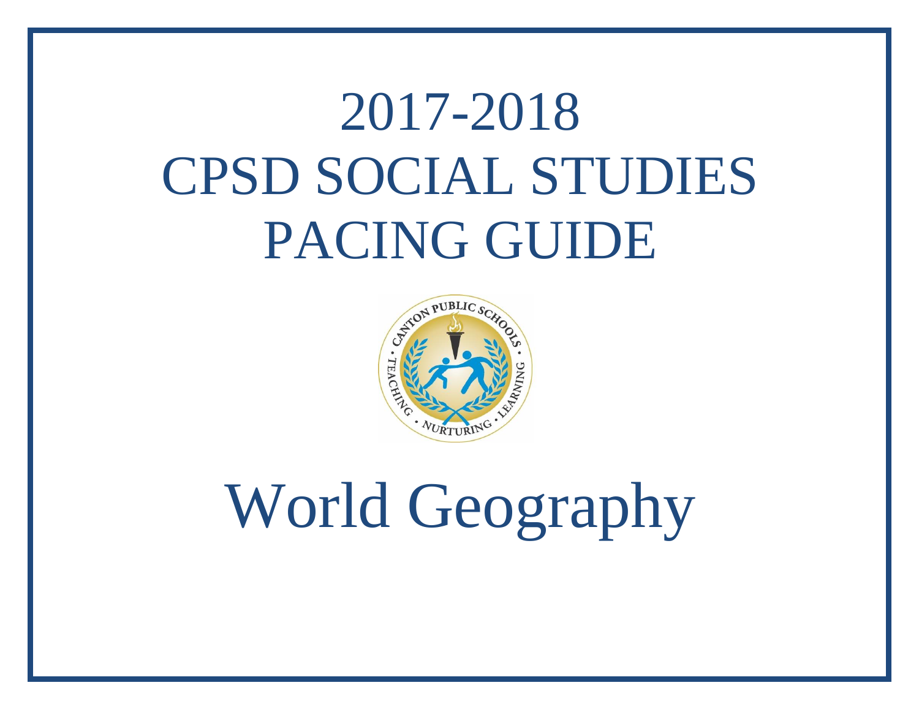# 2017-2018
# CPSD SOCIAL STUDIES
# PACING GUIDE

# World Geography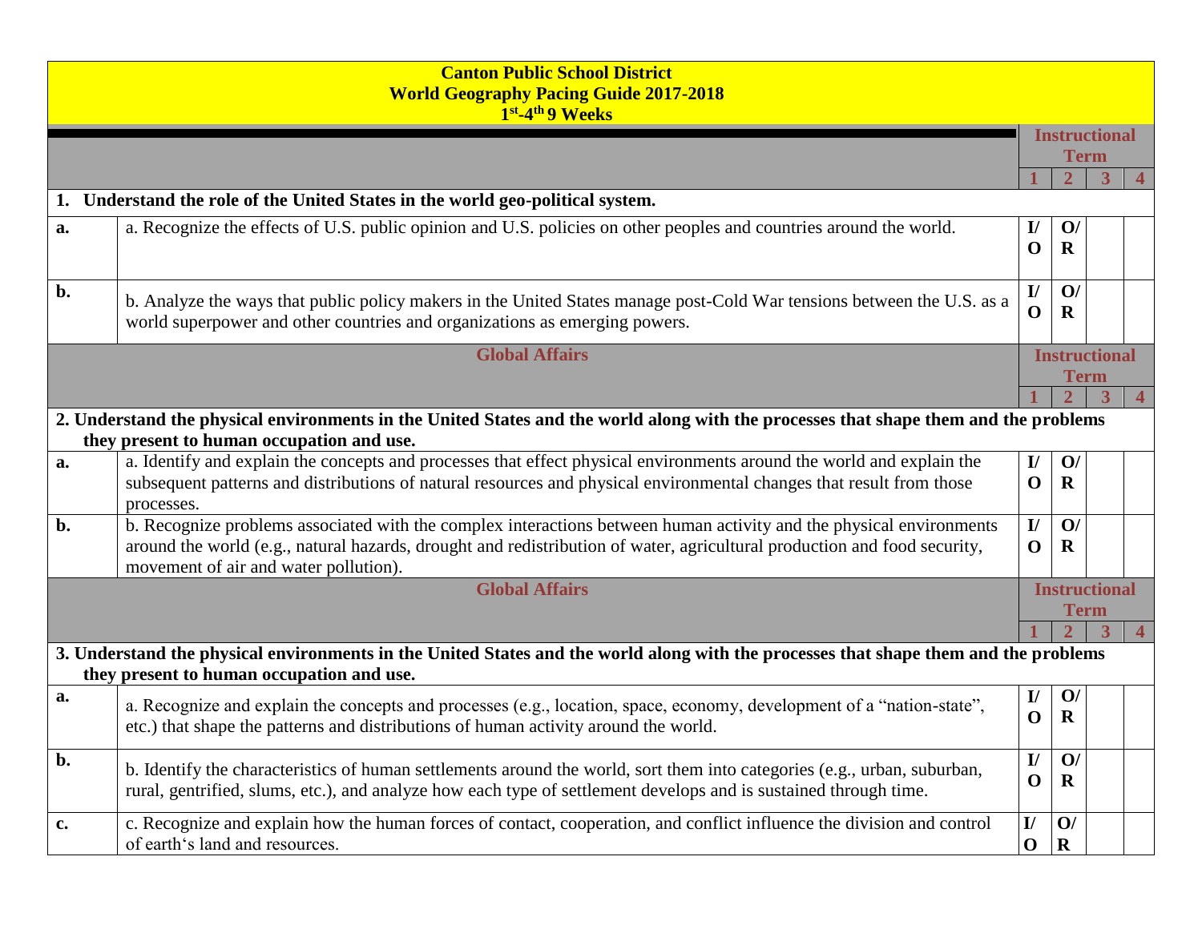**Canton Public School District**
**World Geography Pacing Guide 2017-2018**
**1st-4th 9 Weeks**

| | | Instructional Term | | | |
|---|---|---|---|---|---|
| | | 1 | 2 | 3 | 4 |
| **1. Understand the role of the United States in the world geo-political system.** | | | | | |
| **a.** | a. Recognize the effects of U.S. public opinion and U.S. policies on other peoples and countries around the world. | **I/ O** | **O/ R** | | |
| **b.** | b. Analyze the ways that public policy makers in the United States manage post-Cold War tensions between the U.S. as a world superpower and other countries and organizations as emerging powers. | **I/ O** | **O/ R** | | |

| | **Global Affairs** | Instructional Term | | | |
|---|---|---|---|---|---|
| | | 1 | 2 | 3 | 4 |
| **2. Understand the physical environments in the United States and the world along with the processes that shape them and the problems they present to human occupation and use.** | | | | | |
| **a.** | a. Identify and explain the concepts and processes that effect physical environments around the world and explain the subsequent patterns and distributions of natural resources and physical environmental changes that result from those processes. | **I/ O** | **O/ R** | | |
| **b.** | b. Recognize problems associated with the complex interactions between human activity and the physical environments around the world (e.g., natural hazards, drought and redistribution of water, agricultural production and food security, movement of air and water pollution). | **I/ O** | **O/ R** | | |

| | **Global Affairs** | Instructional Term | | | |
|---|---|---|---|---|---|
| | | 1 | 2 | 3 | 4 |
| **3. Understand the physical environments in the United States and the world along with the processes that shape them and the problems they present to human occupation and use.** | | | | | |
| **a.** | a. Recognize and explain the concepts and processes (e.g., location, space, economy, development of a "nation-state", etc.) that shape the patterns and distributions of human activity around the world. | **I/ O** | **O/ R** | | |
| **b.** | b. Identify the characteristics of human settlements around the world, sort them into categories (e.g., urban, suburban, rural, gentrified, slums, etc.), and analyze how each type of settlement develops and is sustained through time. | **I/ O** | **O/ R** | | |
| **c.** | c. Recognize and explain how the human forces of contact, cooperation, and conflict influence the division and control of earth's land and resources. | **I/ O** | **O/ R** | | |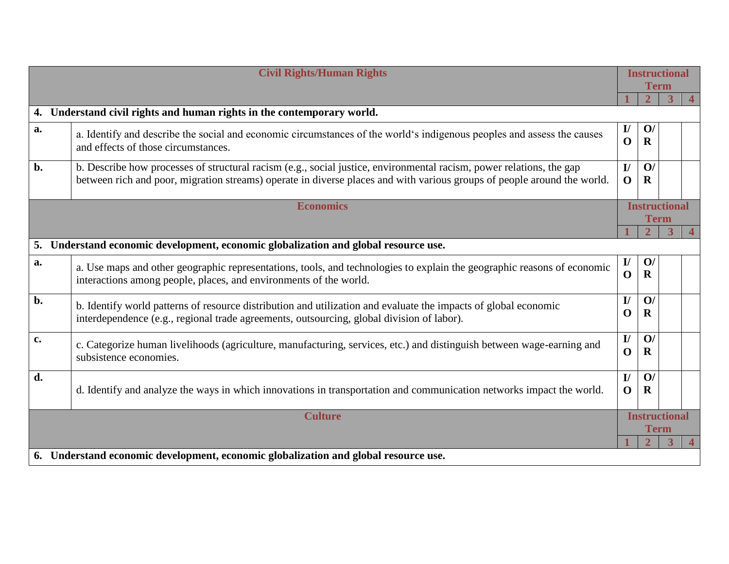| Civil Rights/Human Rights | | Instructional Term | | | |
|---|---|---|---|---|---|
| | | 1 | 2 | 3 | 4 |
| **4. Understand civil rights and human rights in the contemporary world.** | | | | | |
| **a.** | a. Identify and describe the social and economic circumstances of the world's indigenous peoples and assess the causes and effects of those circumstances. | **I/ O** | **O/ R** | | |
| **b.** | b. Describe how processes of structural racism (e.g., social justice, environmental racism, power relations, the gap between rich and poor, migration streams) operate in diverse places and with various groups of people around the world. | **I/ O** | **O/ R** | | |

| Economics | | Instructional Term | | | |
|---|---|---|---|---|---|
| | | 1 | 2 | 3 | 4 |
| **5. Understand economic development, economic globalization and global resource use.** | | | | | |
| **a.** | a. Use maps and other geographic representations, tools, and technologies to explain the geographic reasons of economic interactions among people, places, and environments of the world. | **I/ O** | **O/ R** | | |
| **b.** | b. Identify world patterns of resource distribution and utilization and evaluate the impacts of global economic interdependence (e.g., regional trade agreements, outsourcing, global division of labor). | **I/ O** | **O/ R** | | |
| **c.** | c. Categorize human livelihoods (agriculture, manufacturing, services, etc.) and distinguish between wage-earning and subsistence economies. | **I/ O** | **O/ R** | | |
| **d.** | d. Identify and analyze the ways in which innovations in transportation and communication networks impact the world. | **I/ O** | **O/ R** | | |

| Culture | | Instructional Term | | | |
|---|---|---|---|---|---|
| | | 1 | 2 | 3 | 4 |
| **6. Understand economic development, economic globalization and global resource use.** | | | | | |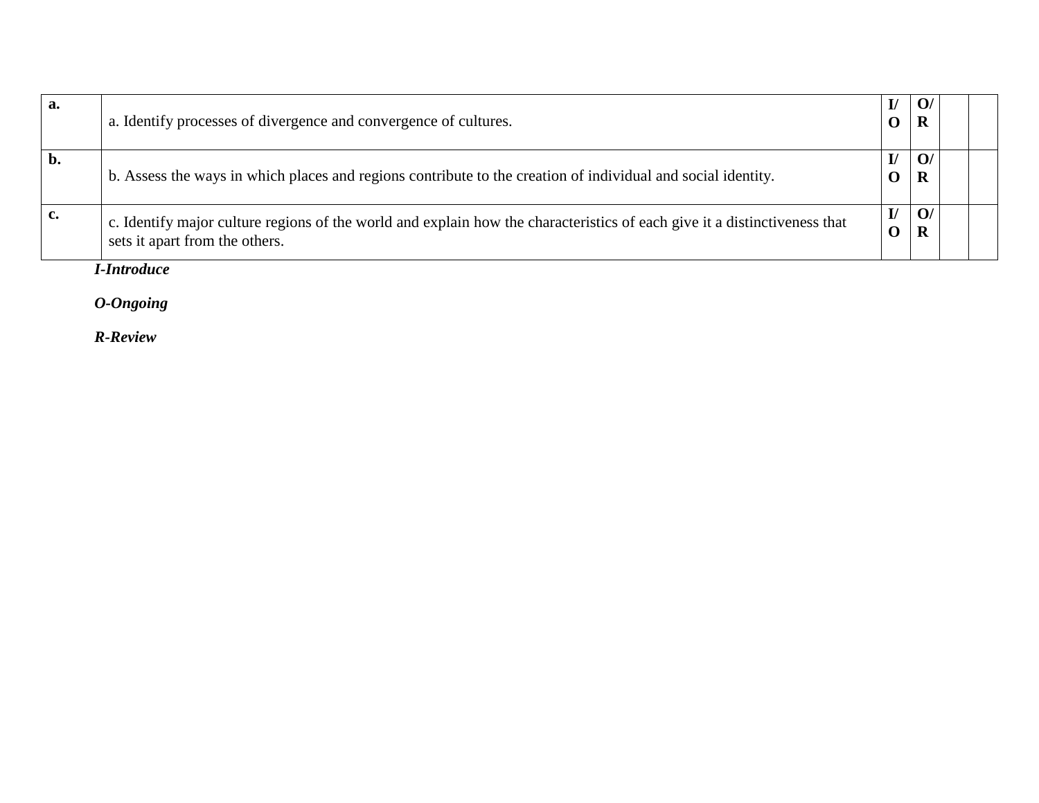| | | | | | |
|---|---|---|---|---|---|
| **a.** | a. Identify processes of divergence and convergence of cultures. | **I/ O** | **O/ R** | | |
| **b.** | b. Assess the ways in which places and regions contribute to the creation of individual and social identity. | **I/ O** | **O/ R** | | |
| **c.** | c. Identify major culture regions of the world and explain how the characteristics of each give it a distinctiveness that sets it apart from the others. | **I/ O** | **O/ R** | | |

***I-Introduce***

***O-Ongoing***

***R-Review***